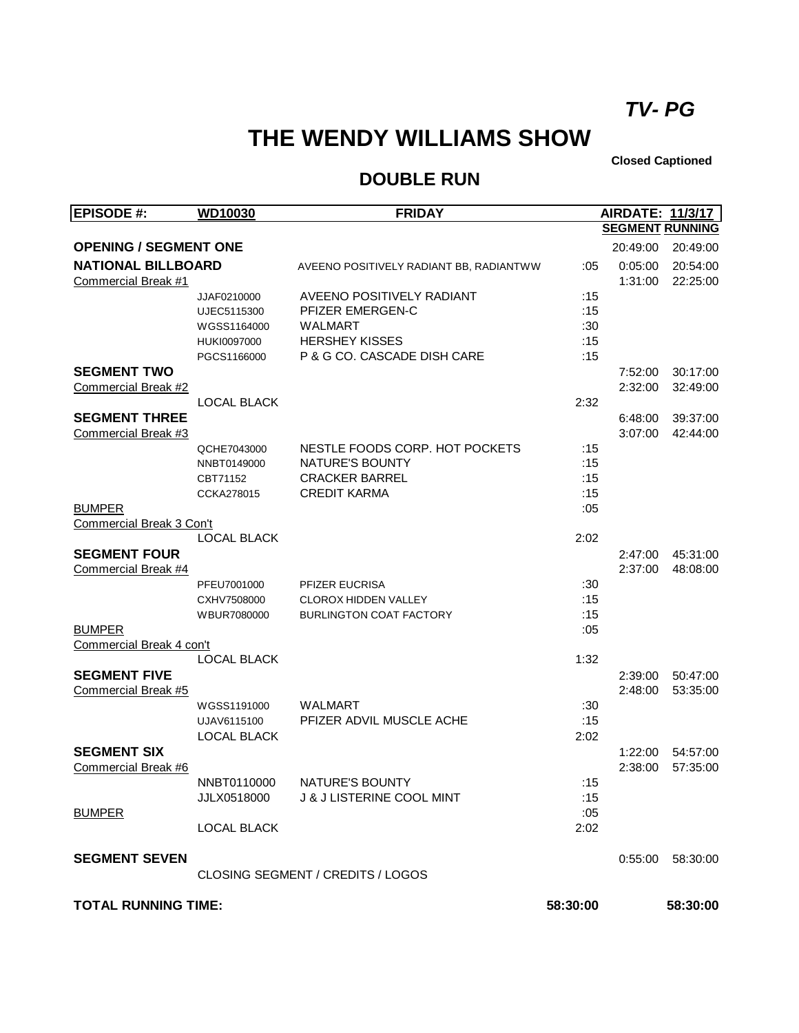*TV- PG*

# THE WENDY WILLIAMS SHOW

**Closed Captioned**

## DOUBLE RUN

| EPISODE #: | WD10030 | FRIDAY | | AIRDATE: 11/3/17 | |
|---|---|---|---|---|---|
| | | | | SEGMENT | RUNNING |
| **OPENING / SEGMENT ONE** | | | | 20:49:00 | 20:49:00 |
| **NATIONAL BILLBOARD** | | AVEENO POSITIVELY RADIANT BB, RADIANTWW | :05 | 0:05:00 | 20:54:00 |
| Commercial Break #1 | | | | 1:31:00 | 22:25:00 |
| | JJAF0210000 | AVEENO POSITIVELY RADIANT | :15 | | |
| | UJEC5115300 | PFIZER EMERGEN-C | :15 | | |
| | WGSS1164000 | WALMART | :30 | | |
| | HUKI0097000 | HERSHEY KISSES | :15 | | |
| | PGCS1166000 | P & G CO. CASCADE DISH CARE | :15 | | |
| **SEGMENT TWO** | | | | 7:52:00 | 30:17:00 |
| Commercial Break #2 | | | | 2:32:00 | 32:49:00 |
| | LOCAL BLACK | | 2:32 | | |
| **SEGMENT THREE** | | | | 6:48:00 | 39:37:00 |
| Commercial Break #3 | | | | 3:07:00 | 42:44:00 |
| | QCHE7043000 | NESTLE FOODS CORP. HOT POCKETS | :15 | | |
| | NNBT0149000 | NATURE'S BOUNTY | :15 | | |
| | CBT71152 | CRACKER BARREL | :15 | | |
| | CCKA278015 | CREDIT KARMA | :15 | | |
| BUMPER | | | :05 | | |
| Commercial Break 3 Con't | | | | | |
| | LOCAL BLACK | | 2:02 | | |
| **SEGMENT FOUR** | | | | 2:47:00 | 45:31:00 |
| Commercial Break #4 | | | | 2:37:00 | 48:08:00 |
| | PFEU7001000 | PFIZER EUCRISA | :30 | | |
| | CXHV7508000 | CLOROX HIDDEN VALLEY | :15 | | |
| | WBUR7080000 | BURLINGTON COAT FACTORY | :15 | | |
| BUMPER | | | :05 | | |
| Commercial Break 4 con't | | | | | |
| | LOCAL BLACK | | 1:32 | | |
| **SEGMENT FIVE** | | | | 2:39:00 | 50:47:00 |
| Commercial Break #5 | | | | 2:48:00 | 53:35:00 |
| | WGSS1191000 | WALMART | :30 | | |
| | UJAV6115100 | PFIZER ADVIL MUSCLE ACHE | :15 | | |
| | LOCAL BLACK | | 2:02 | | |
| **SEGMENT SIX** | | | | 1:22:00 | 54:57:00 |
| Commercial Break #6 | | | | 2:38:00 | 57:35:00 |
| | NNBT0110000 | NATURE'S BOUNTY | :15 | | |
| | JJLX0518000 | J & J LISTERINE COOL MINT | :15 | | |
| BUMPER | | | :05 | | |
| | LOCAL BLACK | | 2:02 | | |
| **SEGMENT SEVEN** | | | | 0:55:00 | 58:30:00 |
| | CLOSING SEGMENT / CREDITS / LOGOS | | | | |
| **TOTAL RUNNING TIME:** | | | **58:30:00** | | **58:30:00** |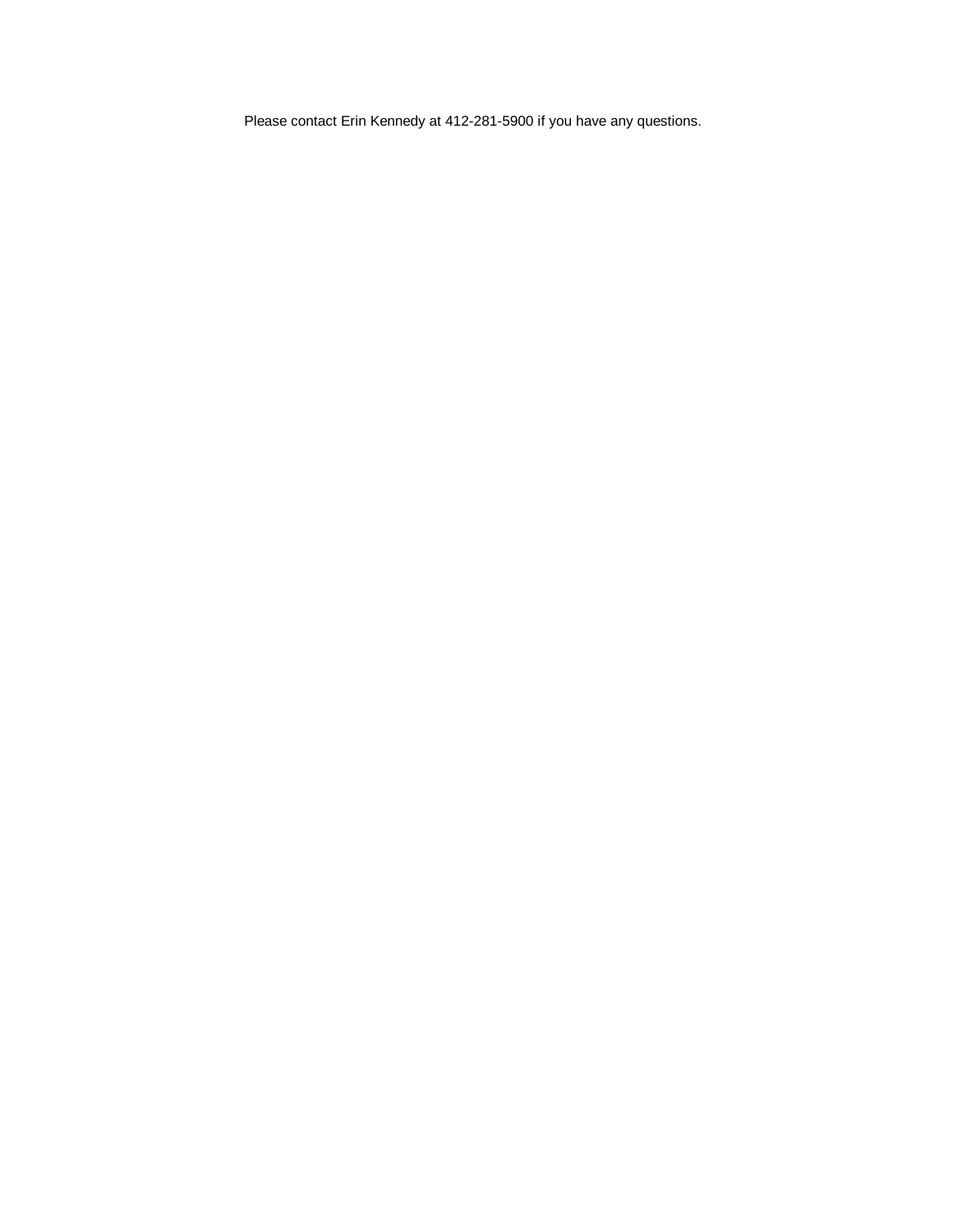Please contact Erin Kennedy at 412-281-5900 if you have any questions.